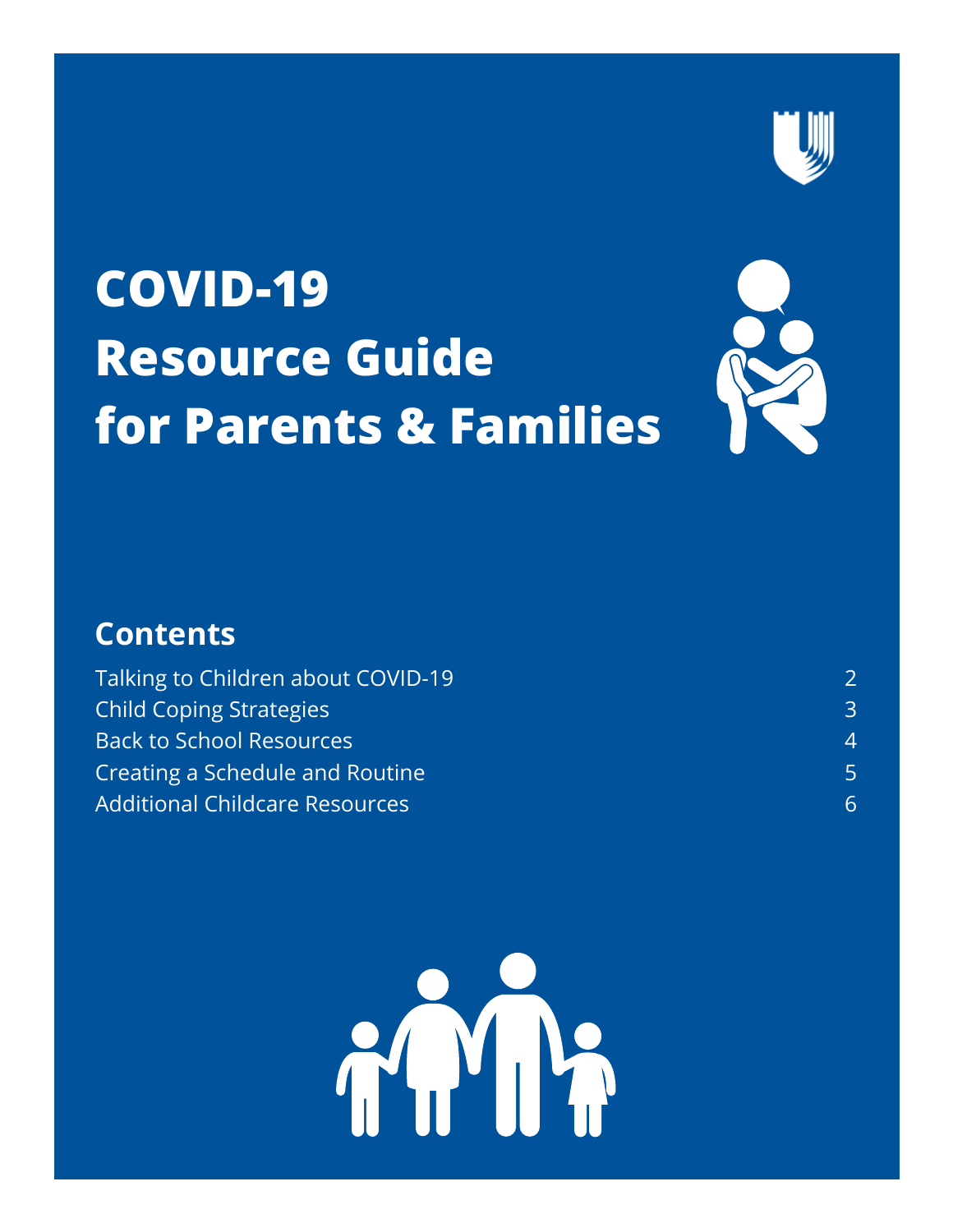# COVID-19 Resource Guide for Parents & Families

## Contents

| | |
|---|---|
| Talking to Children about COVID-19 | 2 |
| Child Coping Strategies | 3 |
| Back to School Resources | 4 |
| Creating a Schedule and Routine | 5 |
| Additional Childcare Resources | 6 |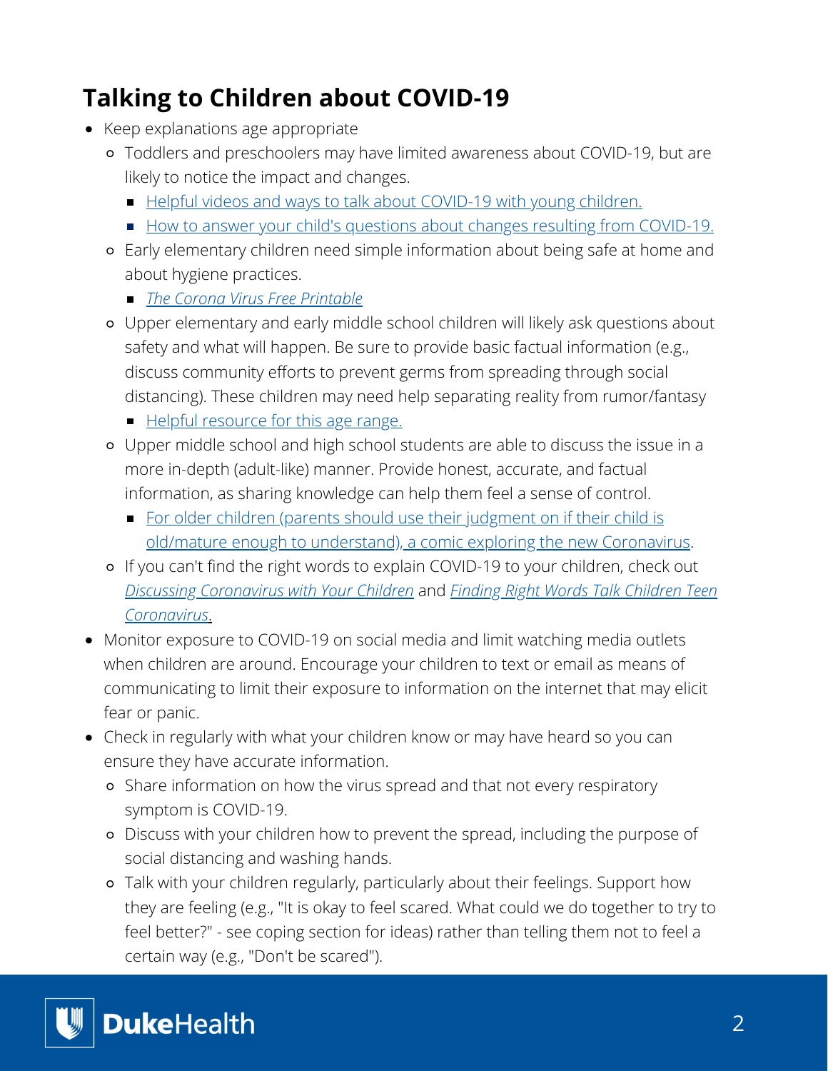## Talking to Children about COVID-19

- Keep explanations age appropriate
  - Toddlers and preschoolers may have limited awareness about COVID-19, but are likely to notice the impact and changes.
    - Helpful videos and ways to talk about COVID-19 with young children.
    - How to answer your child's questions about changes resulting from COVID-19.
  - Early elementary children need simple information about being safe at home and about hygiene practices.
    - *The Corona Virus Free Printable*
  - Upper elementary and early middle school children will likely ask questions about safety and what will happen. Be sure to provide basic factual information (e.g., discuss community efforts to prevent germs from spreading through social distancing). These children may need help separating reality from rumor/fantasy
    - Helpful resource for this age range.
  - Upper middle school and high school students are able to discuss the issue in a more in-depth (adult-like) manner. Provide honest, accurate, and factual information, as sharing knowledge can help them feel a sense of control.
    - For older children (parents should use their judgment on if their child is old/mature enough to understand), a comic exploring the new Coronavirus.
  - If you can't find the right words to explain COVID-19 to your children, check out *Discussing Coronavirus with Your Children* and *Finding Right Words Talk Children Teen Coronavirus*.
- Monitor exposure to COVID-19 on social media and limit watching media outlets when children are around. Encourage your children to text or email as means of communicating to limit their exposure to information on the internet that may elicit fear or panic.
- Check in regularly with what your children know or may have heard so you can ensure they have accurate information.
  - Share information on how the virus spread and that not every respiratory symptom is COVID-19.
  - Discuss with your children how to prevent the spread, including the purpose of social distancing and washing hands.
  - Talk with your children regularly, particularly about their feelings. Support how they are feeling (e.g., "It is okay to feel scared. What could we do together to try to feel better?" - see coping section for ideas) rather than telling them not to feel a certain way (e.g., "Don't be scared").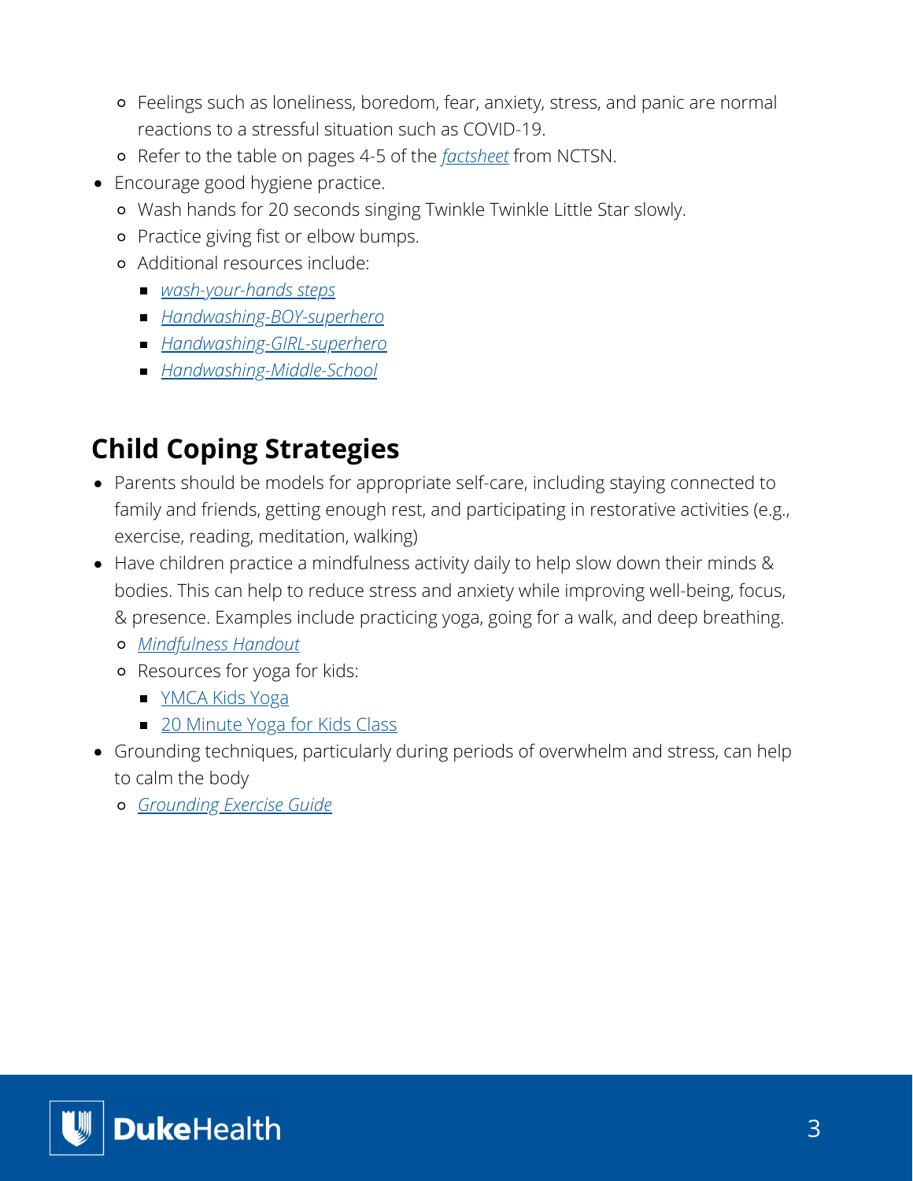- Feelings such as loneliness, boredom, fear, anxiety, stress, and panic are normal reactions to a stressful situation such as COVID-19.
    - Refer to the table on pages 4-5 of the *factsheet* from NCTSN.
- Encourage good hygiene practice.
    - Wash hands for 20 seconds singing Twinkle Twinkle Little Star slowly.
    - Practice giving fist or elbow bumps.
    - Additional resources include:
        - *wash-your-hands steps*
        - *Handwashing-BOY-superhero*
        - *Handwashing-GIRL-superhero*
        - *Handwashing-Middle-School*

## Child Coping Strategies

- Parents should be models for appropriate self-care, including staying connected to family and friends, getting enough rest, and participating in restorative activities (e.g., exercise, reading, meditation, walking)
- Have children practice a mindfulness activity daily to help slow down their minds & bodies. This can help to reduce stress and anxiety while improving well-being, focus, & presence. Examples include practicing yoga, going for a walk, and deep breathing.
    - *Mindfulness Handout*
    - Resources for yoga for kids:
        - YMCA Kids Yoga
        - 20 Minute Yoga for Kids Class
- Grounding techniques, particularly during periods of overwhelm and stress, can help to calm the body
    - *Grounding Exercise Guide*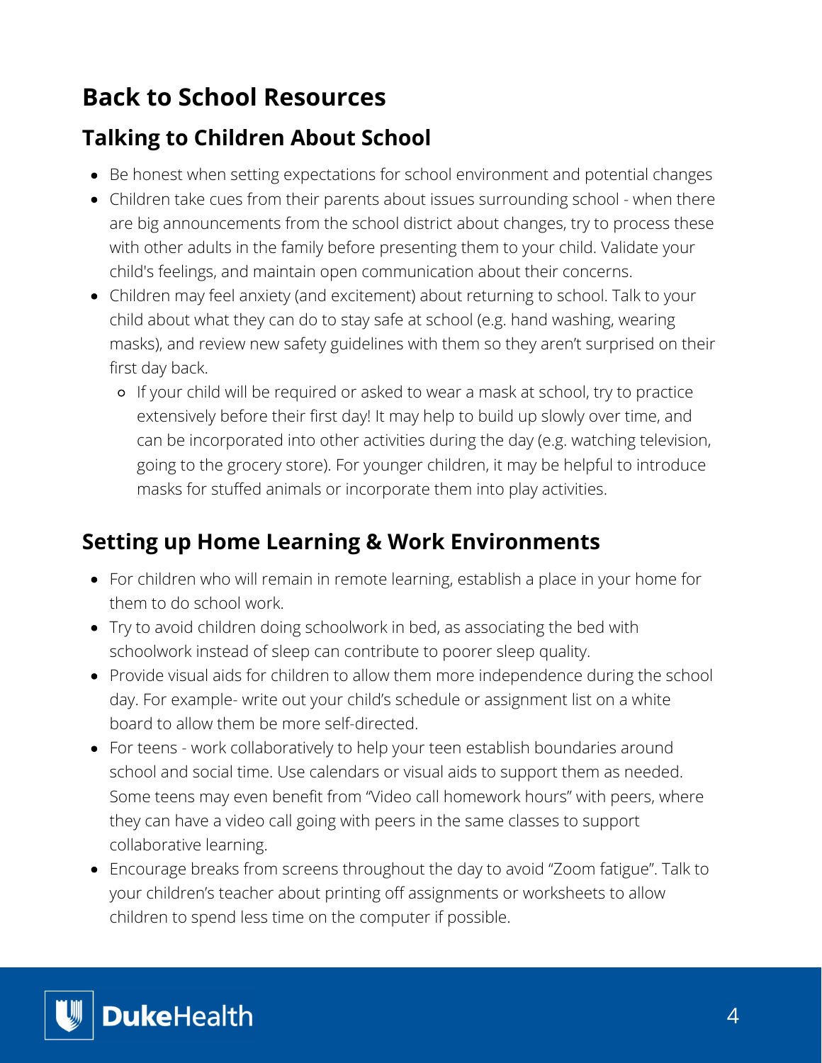## Back to School Resources

### Talking to Children About School

- Be honest when setting expectations for school environment and potential changes
- Children take cues from their parents about issues surrounding school - when there are big announcements from the school district about changes, try to process these with other adults in the family before presenting them to your child. Validate your child's feelings, and maintain open communication about their concerns.
- Children may feel anxiety (and excitement) about returning to school. Talk to your child about what they can do to stay safe at school (e.g. hand washing, wearing masks), and review new safety guidelines with them so they aren't surprised on their first day back.
  - If your child will be required or asked to wear a mask at school, try to practice extensively before their first day! It may help to build up slowly over time, and can be incorporated into other activities during the day (e.g. watching television, going to the grocery store). For younger children, it may be helpful to introduce masks for stuffed animals or incorporate them into play activities.

### Setting up Home Learning & Work Environments

- For children who will remain in remote learning, establish a place in your home for them to do school work.
- Try to avoid children doing schoolwork in bed, as associating the bed with schoolwork instead of sleep can contribute to poorer sleep quality.
- Provide visual aids for children to allow them more independence during the school day. For example- write out your child's schedule or assignment list on a white board to allow them be more self-directed.
- For teens - work collaboratively to help your teen establish boundaries around school and social time. Use calendars or visual aids to support them as needed. Some teens may even benefit from "Video call homework hours" with peers, where they can have a video call going with peers in the same classes to support collaborative learning.
- Encourage breaks from screens throughout the day to avoid "Zoom fatigue". Talk to your children's teacher about printing off assignments or worksheets to allow children to spend less time on the computer if possible.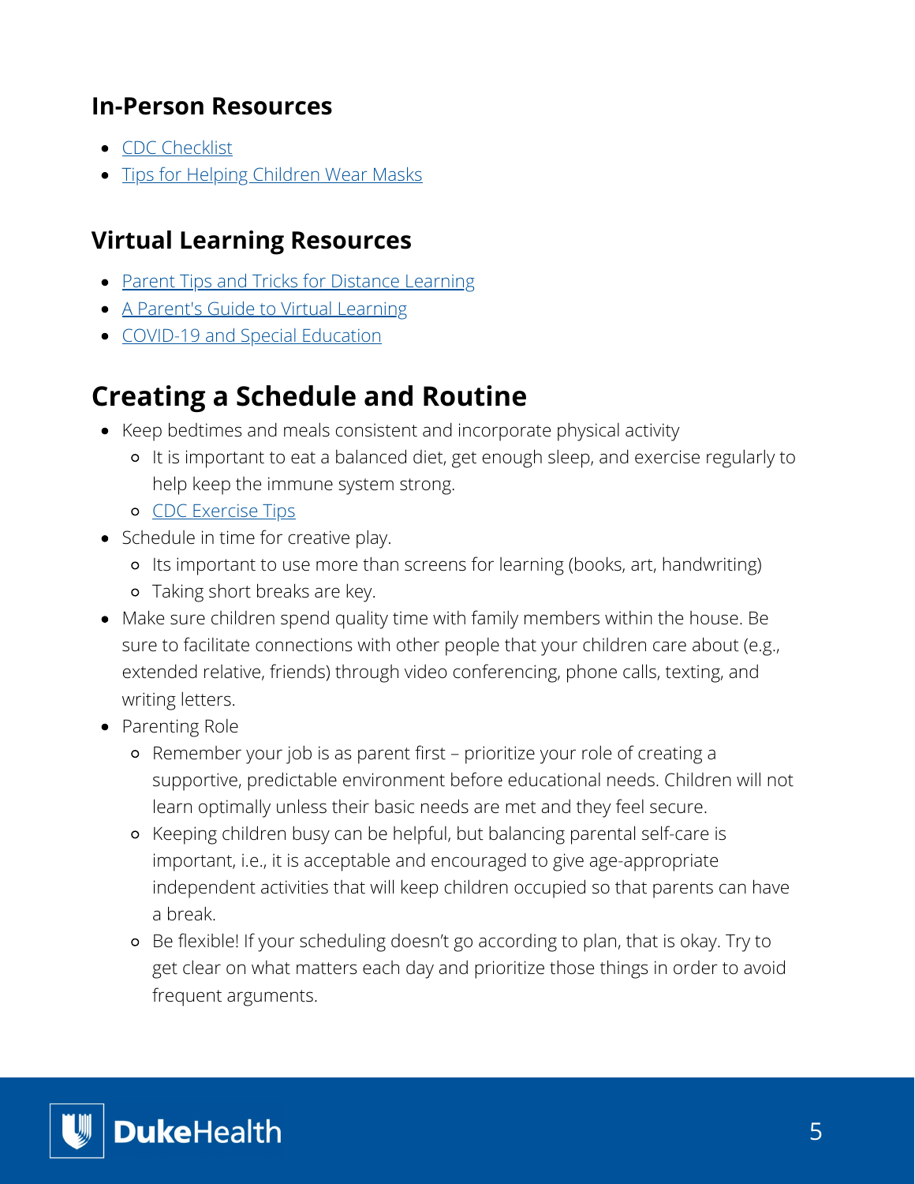### In-Person Resources

- CDC Checklist
- Tips for Helping Children Wear Masks

### Virtual Learning Resources

- Parent Tips and Tricks for Distance Learning
- A Parent's Guide to Virtual Learning
- COVID-19 and Special Education

## Creating a Schedule and Routine

- Keep bedtimes and meals consistent and incorporate physical activity
    - It is important to eat a balanced diet, get enough sleep, and exercise regularly to help keep the immune system strong.
    - CDC Exercise Tips
- Schedule in time for creative play.
    - Its important to use more than screens for learning (books, art, handwriting)
    - Taking short breaks are key.
- Make sure children spend quality time with family members within the house. Be sure to facilitate connections with other people that your children care about (e.g., extended relative, friends) through video conferencing, phone calls, texting, and writing letters.
- Parenting Role
    - Remember your job is as parent first – prioritize your role of creating a supportive, predictable environment before educational needs. Children will not learn optimally unless their basic needs are met and they feel secure.
    - Keeping children busy can be helpful, but balancing parental self-care is important, i.e., it is acceptable and encouraged to give age-appropriate independent activities that will keep children occupied so that parents can have a break.
    - Be flexible! If your scheduling doesn't go according to plan, that is okay. Try to get clear on what matters each day and prioritize those things in order to avoid frequent arguments.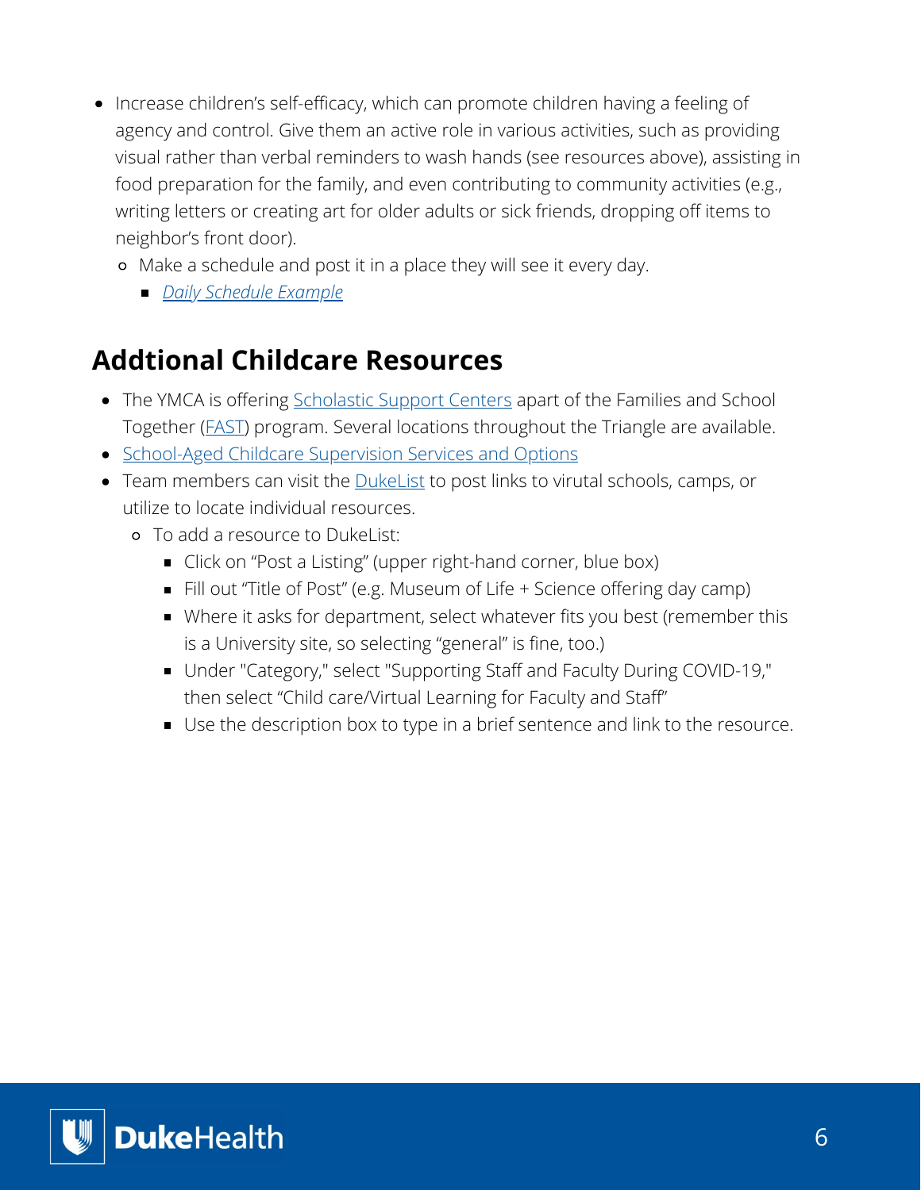- Increase children's self-efficacy, which can promote children having a feeling of agency and control. Give them an active role in various activities, such as providing visual rather than verbal reminders to wash hands (see resources above), assisting in food preparation for the family, and even contributing to community activities (e.g., writing letters or creating art for older adults or sick friends, dropping off items to neighbor's front door).
  - Make a schedule and post it in a place they will see it every day.
    - *Daily Schedule Example*

## Addtional Childcare Resources

- The YMCA is offering Scholastic Support Centers apart of the Families and School Together (FAST) program. Several locations throughout the Triangle are available.
- School-Aged Childcare Supervision Services and Options
- Team members can visit the DukeList to post links to virutal schools, camps, or utilize to locate individual resources.
  - To add a resource to DukeList:
    - Click on "Post a Listing" (upper right-hand corner, blue box)
    - Fill out "Title of Post" (e.g. Museum of Life + Science offering day camp)
    - Where it asks for department, select whatever fits you best (remember this is a University site, so selecting "general" is fine, too.)
    - Under "Category," select "Supporting Staff and Faculty During COVID-19," then select "Child care/Virtual Learning for Faculty and Staff"
    - Use the description box to type in a brief sentence and link to the resource.